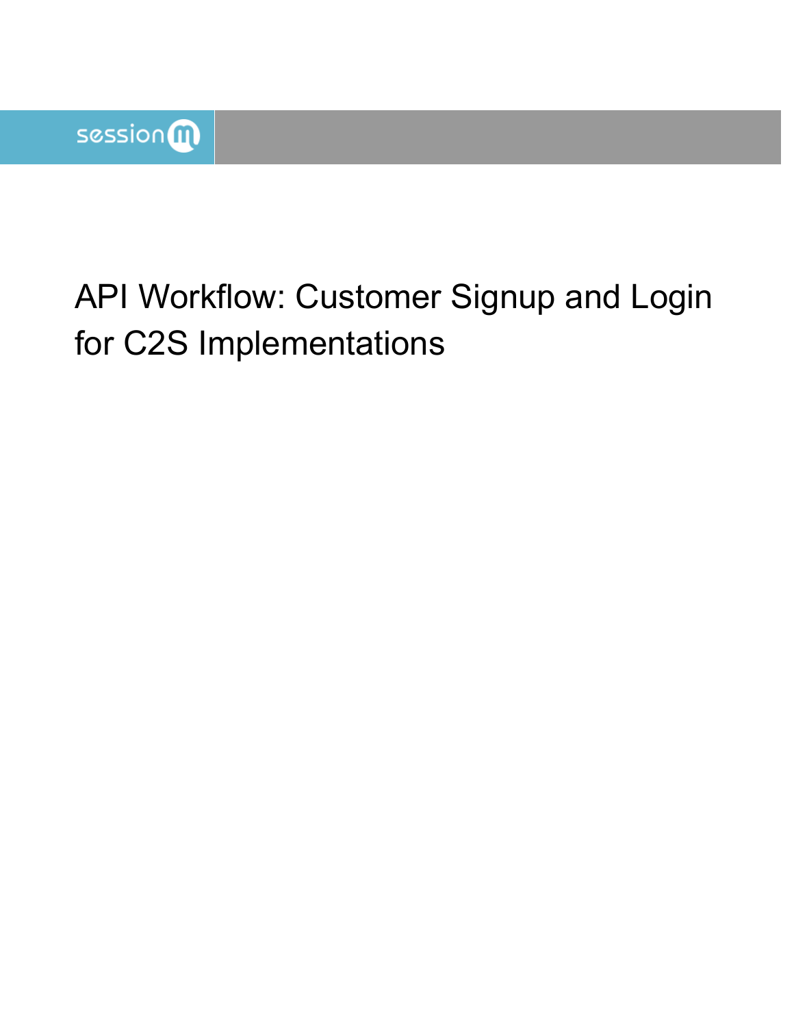sessionm

# API Workflow: Customer Signup and Login for C2S Implementations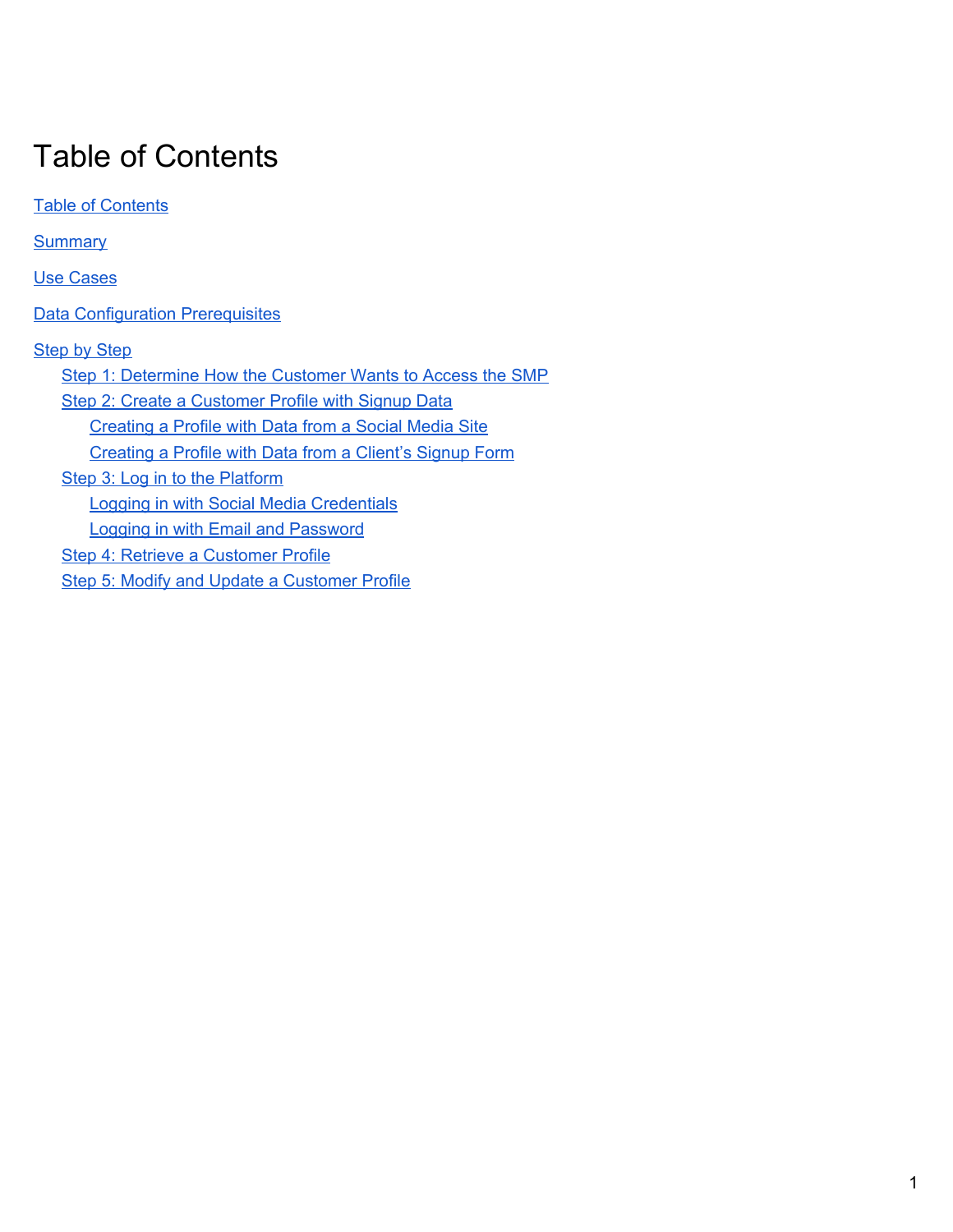# Table of Contents

Table of Contents

Summary

Use Cases

Data Configuration Prerequisites

Step by Step

- Step 1: Determine How the Customer Wants to Access the SMP
- Step 2: Create a Customer Profile with Signup Data
  - Creating a Profile with Data from a Social Media Site
  - Creating a Profile with Data from a Client's Signup Form
- Step 3: Log in to the Platform
  - Logging in with Social Media Credentials
  - Logging in with Email and Password
- Step 4: Retrieve a Customer Profile
- Step 5: Modify and Update a Customer Profile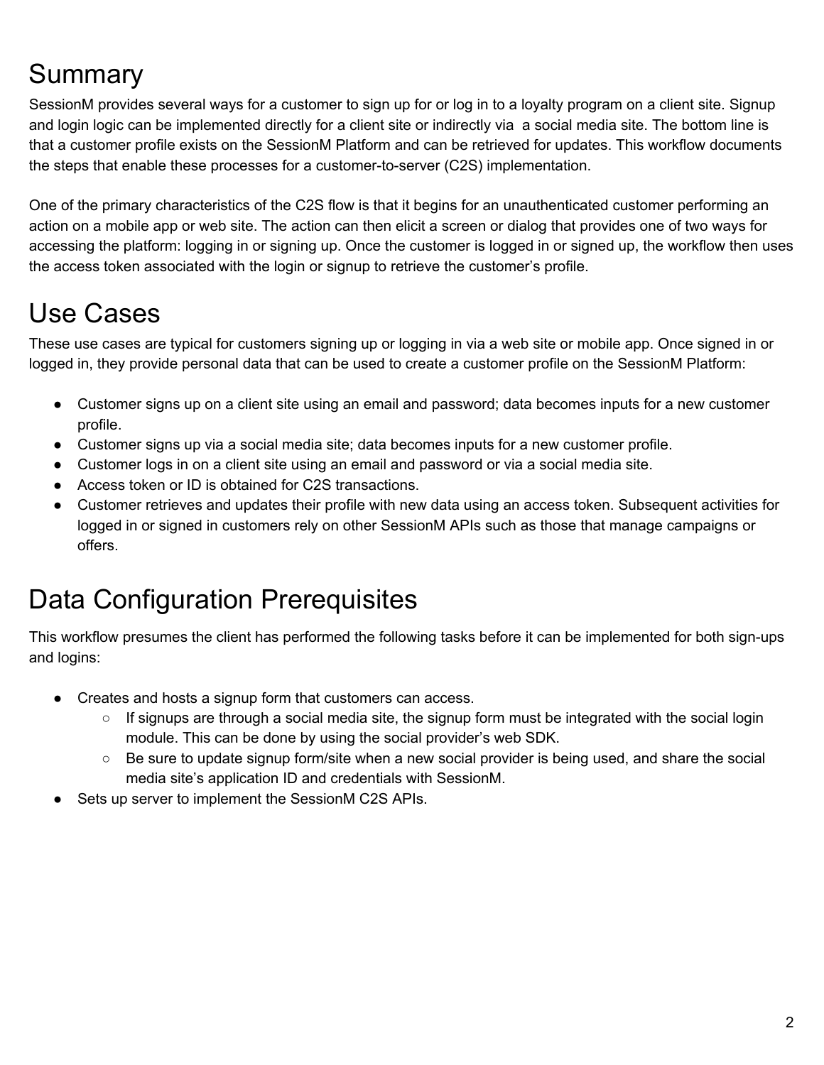# Summary

SessionM provides several ways for a customer to sign up for or log in to a loyalty program on a client site. Signup and login logic can be implemented directly for a client site or indirectly via  a social media site. The bottom line is that a customer profile exists on the SessionM Platform and can be retrieved for updates. This workflow documents the steps that enable these processes for a customer-to-server (C2S) implementation.

One of the primary characteristics of the C2S flow is that it begins for an unauthenticated customer performing an action on a mobile app or web site. The action can then elicit a screen or dialog that provides one of two ways for accessing the platform: logging in or signing up. Once the customer is logged in or signed up, the workflow then uses the access token associated with the login or signup to retrieve the customer's profile.

# Use Cases

These use cases are typical for customers signing up or logging in via a web site or mobile app. Once signed in or logged in, they provide personal data that can be used to create a customer profile on the SessionM Platform:

- Customer signs up on a client site using an email and password; data becomes inputs for a new customer profile.
- Customer signs up via a social media site; data becomes inputs for a new customer profile.
- Customer logs in on a client site using an email and password or via a social media site.
- Access token or ID is obtained for C2S transactions.
- Customer retrieves and updates their profile with new data using an access token. Subsequent activities for logged in or signed in customers rely on other SessionM APIs such as those that manage campaigns or offers.

# Data Configuration Prerequisites

This workflow presumes the client has performed the following tasks before it can be implemented for both sign-ups and logins:

- Creates and hosts a signup form that customers can access.
  - If signups are through a social media site, the signup form must be integrated with the social login module. This can be done by using the social provider's web SDK.
  - Be sure to update signup form/site when a new social provider is being used, and share the social media site's application ID and credentials with SessionM.
- Sets up server to implement the SessionM C2S APIs.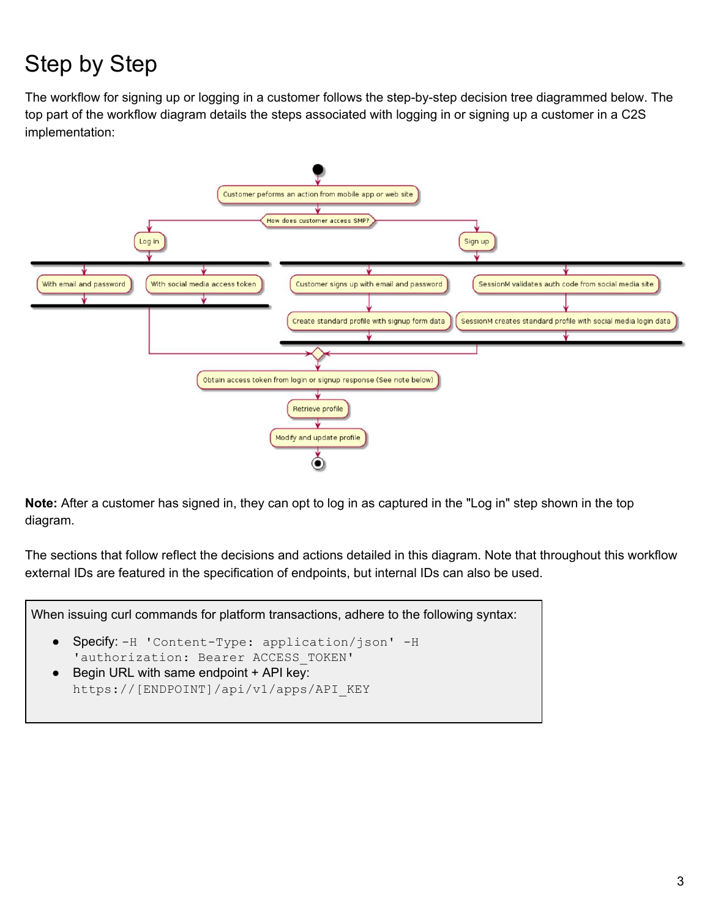# Step by Step

The workflow for signing up or logging in a customer follows the step-by-step decision tree diagrammed below. The top part of the workflow diagram details the steps associated with logging in or signing up a customer in a C2S implementation:

**Note:** After a customer has signed in, they can opt to log in as captured in the "Log in" step shown in the top diagram.

The sections that follow reflect the decisions and actions detailed in this diagram. Note that throughout this workflow external IDs are featured in the specification of endpoints, but internal IDs can also be used.

When issuing curl commands for platform transactions, adhere to the following syntax:

- Specify: `-H 'Content-Type: application/json' -H 'authorization: Bearer ACCESS_TOKEN'`
- Begin URL with same endpoint + API key: `https://[ENDPOINT]/api/v1/apps/API_KEY`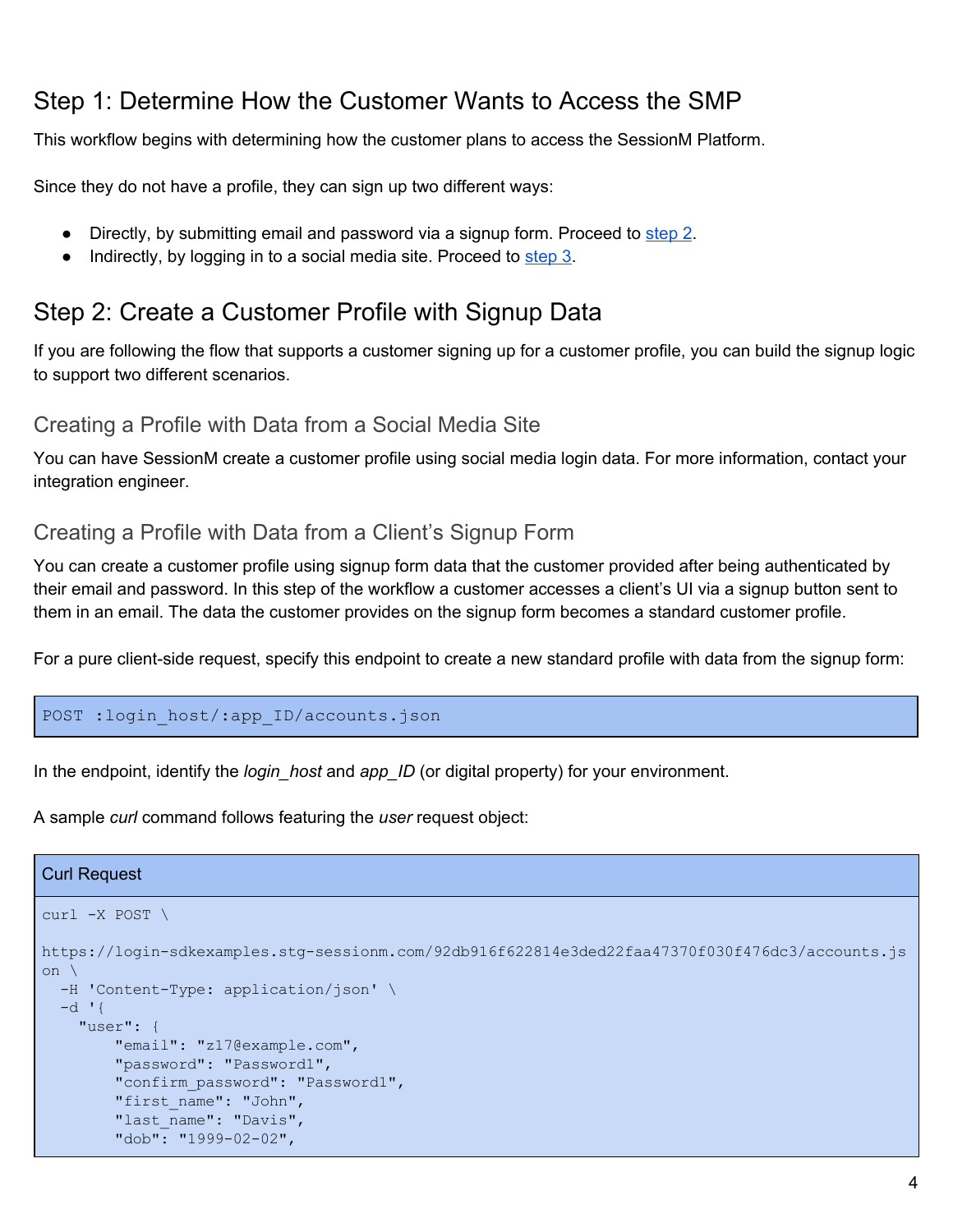## Step 1: Determine How the Customer Wants to Access the SMP

This workflow begins with determining how the customer plans to access the SessionM Platform.

Since they do not have a profile, they can sign up two different ways:

- Directly, by submitting email and password via a signup form. Proceed to step 2.
- Indirectly, by logging in to a social media site. Proceed to step 3.

## Step 2: Create a Customer Profile with Signup Data

If you are following the flow that supports a customer signing up for a customer profile, you can build the signup logic to support two different scenarios.

### Creating a Profile with Data from a Social Media Site

You can have SessionM create a customer profile using social media login data. For more information, contact your integration engineer.

### Creating a Profile with Data from a Client's Signup Form

You can create a customer profile using signup form data that the customer provided after being authenticated by their email and password. In this step of the workflow a customer accesses a client's UI via a signup button sent to them in an email. The data the customer provides on the signup form becomes a standard customer profile.

For a pure client-side request, specify this endpoint to create a new standard profile with data from the signup form:

```
POST :login_host/:app_ID/accounts.json
```

In the endpoint, identify the *login_host* and *app_ID* (or digital property) for your environment.

A sample *curl* command follows featuring the *user* request object:

**Curl Request**

```
curl -X POST \

https://login-sdkexamples.stg-sessionm.com/92db916f622814e3ded22faa47370f030f476dc3/accounts.js
on \
  -H 'Content-Type: application/json' \
  -d '{
    "user": {
        "email": "z17@example.com",
        "password": "Password1",
        "confirm_password": "Password1",
        "first_name": "John",
        "last_name": "Davis",
        "dob": "1999-02-02",
```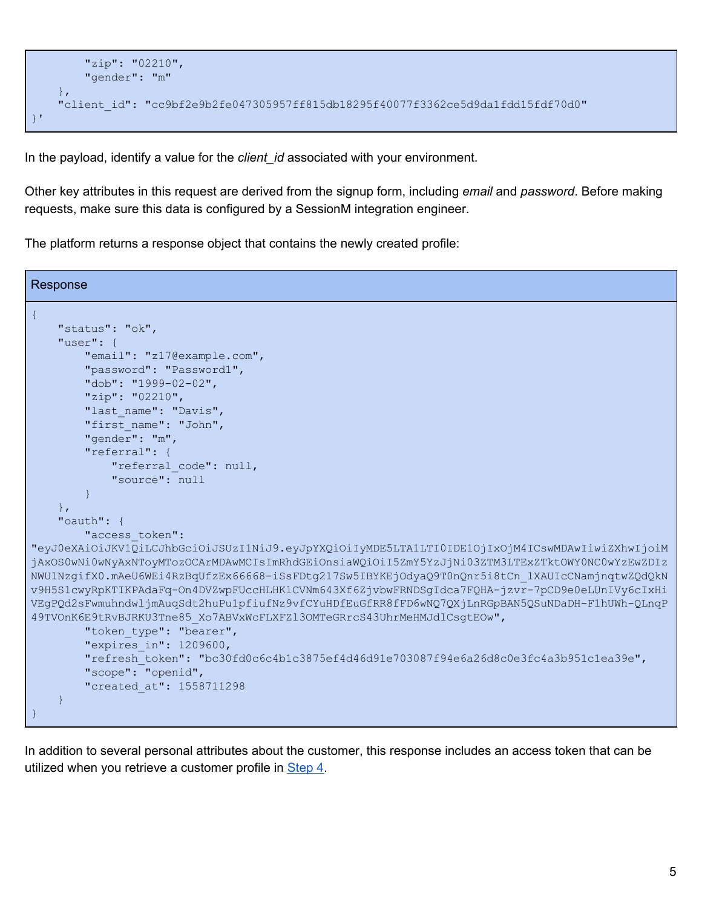```
        "zip": "02210",
        "gender": "m"
    },
    "client_id": "cc9bf2e9b2fe047305957ff815db18295f40077f3362ce5d9da1fdd15fdf70d0"
}'
```

In the payload, identify a value for the *client_id* associated with your environment.

Other key attributes in this request are derived from the signup form, including *email* and *password*. Before making requests, make sure this data is configured by a SessionM integration engineer.

The platform returns a response object that contains the newly created profile:

Response

```
{
    "status": "ok",
    "user": {
        "email": "z17@example.com",
        "password": "Password1",
        "dob": "1999-02-02",
        "zip": "02210",
        "last_name": "Davis",
        "first_name": "John",
        "gender": "m",
        "referral": {
            "referral_code": null,
            "source": null
        }
    },
    "oauth": {
        "access_token":
"eyJ0eXAiOiJKV1QiLCJhbGciOiJSUzI1NiJ9.eyJpYXQiOiIyMDE5LTA1LTI0IDE1OjIxOjM4ICswMDAwIiwiZXhwIjoiMjAxOS0wNi0wNyAxNToyMTozOCArMDAwMCIsImRhdGEiOnsiaWQiOiI5ZmY5YzJjNi03ZTM3LTExZTktOWY0NC0wYzEwZDIzNWU1NzgifX0.mAeU6WEi4RzBqUfzEx66668-iSsFDtg217Sw5IBYKEjOdyaQ9T0nQnr5i8tCn_1XAUIcCNamjnqtwZQdQkNv9H5S1cwyRpKTIKPAdaFq-On4DVZwpFUccHLHK1CVNm643Xf6ZjvbwFRNDSgIdca7FQHA-jzvr-7pCD9e0eLUnIVy6cIxHiVEgPQd2sFwmuhndwljmAuqSdt2huPu1pfiufNz9vfCYuHDfEuGfRR8fFD6wNQ7QXjLnRGpBAN5QSuNDaDH-F1hUWh-QLnqP49TVOnK6E9tRvBJRKU3Tne85_Xo7ABVxWcFLXFZl3OMTeGRrcS43UhrMeHMJdlCsgtEOw",
        "token_type": "bearer",
        "expires_in": 1209600,
        "refresh_token": "bc30fd0c6c4b1c3875ef4d46d91e703087f94e6a26d8c0e3fc4a3b951c1ea39e",
        "scope": "openid",
        "created_at": 1558711298
    }
}
```

In addition to several personal attributes about the customer, this response includes an access token that can be utilized when you retrieve a customer profile in [Step 4](#).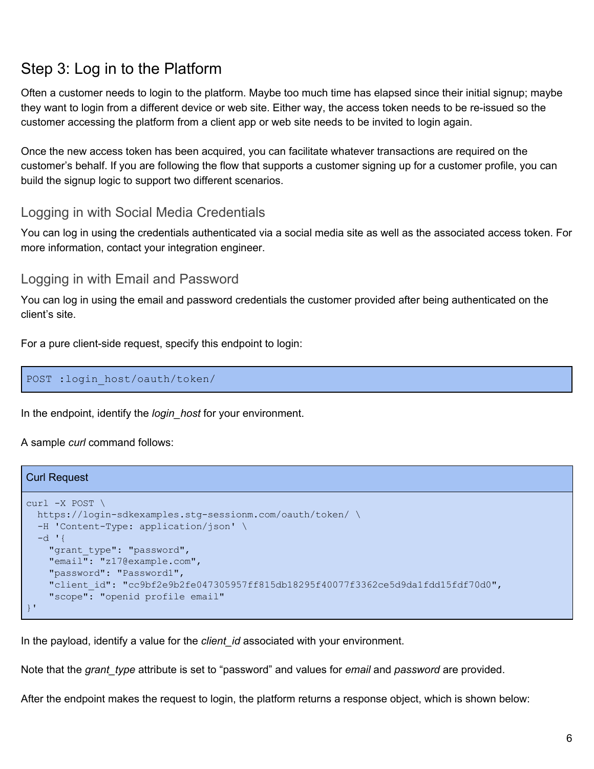## Step 3: Log in to the Platform

Often a customer needs to login to the platform. Maybe too much time has elapsed since their initial signup; maybe they want to login from a different device or web site. Either way, the access token needs to be re-issued so the customer accessing the platform from a client app or web site needs to be invited to login again.

Once the new access token has been acquired, you can facilitate whatever transactions are required on the customer's behalf. If you are following the flow that supports a customer signing up for a customer profile, you can build the signup logic to support two different scenarios.

### Logging in with Social Media Credentials

You can log in using the credentials authenticated via a social media site as well as the associated access token. For more information, contact your integration engineer.

### Logging in with Email and Password

You can log in using the email and password credentials the customer provided after being authenticated on the client's site.

For a pure client-side request, specify this endpoint to login:

```
POST :login_host/oauth/token/
```

In the endpoint, identify the *login_host* for your environment.

A sample *curl* command follows:

**Curl Request**

```
curl -X POST \
  https://login-sdkexamples.stg-sessionm.com/oauth/token/ \
  -H 'Content-Type: application/json' \
  -d '{
    "grant_type": "password",
    "email": "z17@example.com",
    "password": "Password1",
    "client_id": "cc9bf2e9b2fe047305957ff815db18295f40077f3362ce5d9da1fdd15fdf70d0",
    "scope": "openid profile email"
}'
```

In the payload, identify a value for the *client_id* associated with your environment.

Note that the *grant_type* attribute is set to "password" and values for *email* and *password* are provided.

After the endpoint makes the request to login, the platform returns a response object, which is shown below: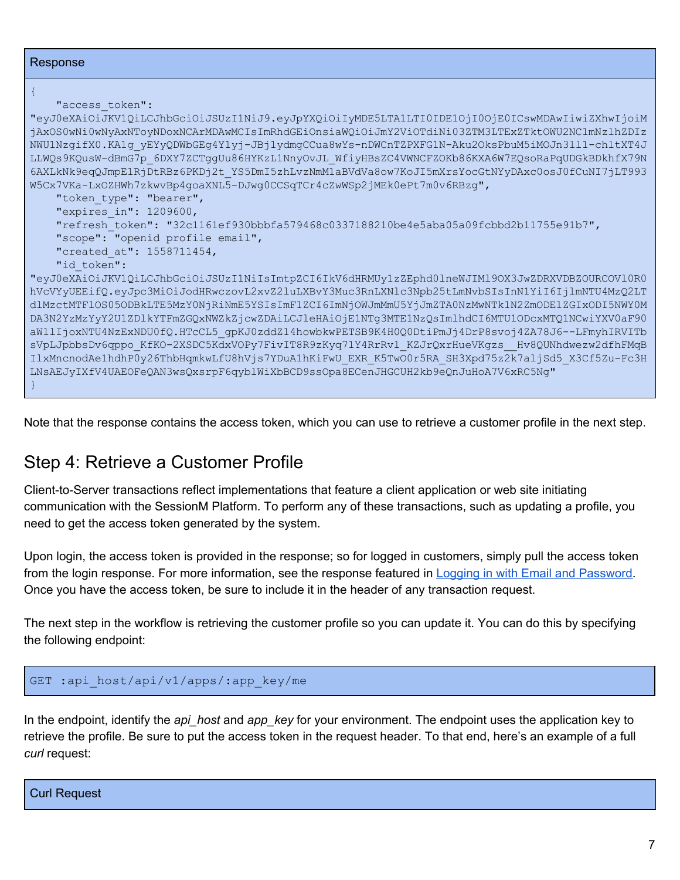Response

```
{
    "access_token":
"eyJ0eXAiOiJKV1QiLCJhbGciOiJSUzI1NiJ9.eyJpYXQiOiIyMDE5LTA1LTI0IDE1OjI0OjE0ICswMDAwIiwiZXhwIjoiMjAxOS0wNi0wNyAxNToyNDoxNCArMDAwMCIsImRhdGEiOnsiaWQiOiJmY2ViOTdiNi03ZTM3LTExZTktOWU2NC1mNzlhZDIzNWU1NzgifX0.KA1g_yEYyQDWbGEg4Y1yj-JBj1ydmgCCua8wYs-nDWCnTZPXFG1N-Aku2OksPbuM5iMOJn3ll1-chltXT4JLLWQs9KQusW-dBmG7p_6DXY7ZCTggUu86HYKzL1NnyOvJL_WfiyHBsZC4VWNCFZOKb86KXA6W7EQsoRaPqUDGkBDkhfX79N6AXLkNk9eqQJmpE1RjDtRBz6PKDj2t_YS5DmI5zhLvzNmM1aBVdVa8ow7KoJI5mXrsYocGtNYyDAxc0osJ0fCuNI7jLT993W5Cx7VKa-LxOZHWh7zkwvBp4goaXNL5-DJwg0CCSqTCr4cZwWSp2jMEk0ePt7m0v6RBzg",
    "token_type": "bearer",
    "expires_in": 1209600,
    "refresh_token": "32c1161ef930bbbfa579468c0337188210be4e5aba05a09fcbbd2b11755e91b7",
    "scope": "openid profile email",
    "created_at": 1558711454,
    "id_token":
"eyJ0eXAiOiJKV1QiLCJhbGciOiJSUzI1NiIsImtpZCI6IkV6dHRMUy1zZEphd0lneWJIMl9OX3JwZDRXVDBZOURCOVl0R0hVcVYyUEEifQ.eyJpc3MiOiJodHRwczovL2xvZ2luLXBvY3Muc3RnLXNlc3Npb25tLmNvbSIsInN1YiI6IjlmNTU4MzQ2LTdlMzctMTFlOS05ODBkLTE5MzY0NjRiNmE5YSIsImF1ZCI6ImNjOWJmMmU5YjJmZTA0NzMwNTk1N2ZmODE1ZGIxODI5NWY0MDA3N2YzMzYyY2U1ZDlkYTFmZGQxNWZkZjcwZDAiLCJleHAiOjE1NTg3MTE1NzQsImlhdCI6MTU1ODcxMTQ1NCwiYXV0aF90aW1lIjoxNTU4NzExNDU0fQ.HTcCL5_gpKJ0zddZ14howbkwPETSB9K4H0Q0DtiPmJj4DrP8svoj4ZA78J6--LFmyhIRVITbsVpLJpbbsDv6qppo_KfKO-2XSDC5KdxVOPy7FivIT8R9zKyq71Y4RrRvl_KZJrQxrHueVKgzs__Hv8QUNhdwezw2dfhFMqBIlxMncnodAe1hdhP0y26ThbHqmkwLfU8hVjs7YDuA1hKiFwU_EXR_K5TwO0r5RA_SH3Xpd75z2k7aljSd5_X3Cf5Zu-Fc3HLNsAEJyIXfV4UAEOFeQAN3wsQxsrpF6qyblWiXbBCD9ssOpa8ECenJHGCUH2kb9eQnJuHoA7V6xRC5Ng"
}
```

Note that the response contains the access token, which you can use to retrieve a customer profile in the next step.

## Step 4: Retrieve a Customer Profile

Client-to-Server transactions reflect implementations that feature a client application or web site initiating communication with the SessionM Platform. To perform any of these transactions, such as updating a profile, you need to get the access token generated by the system.

Upon login, the access token is provided in the response; so for logged in customers, simply pull the access token from the login response. For more information, see the response featured in Logging in with Email and Password. Once you have the access token, be sure to include it in the header of any transaction request.

The next step in the workflow is retrieving the customer profile so you can update it. You can do this by specifying the following endpoint:

```
GET :api_host/api/v1/apps/:app_key/me
```

In the endpoint, identify the *api_host* and *app_key* for your environment. The endpoint uses the application key to retrieve the profile. Be sure to put the access token in the request header. To that end, here's an example of a full *curl* request:

Curl Request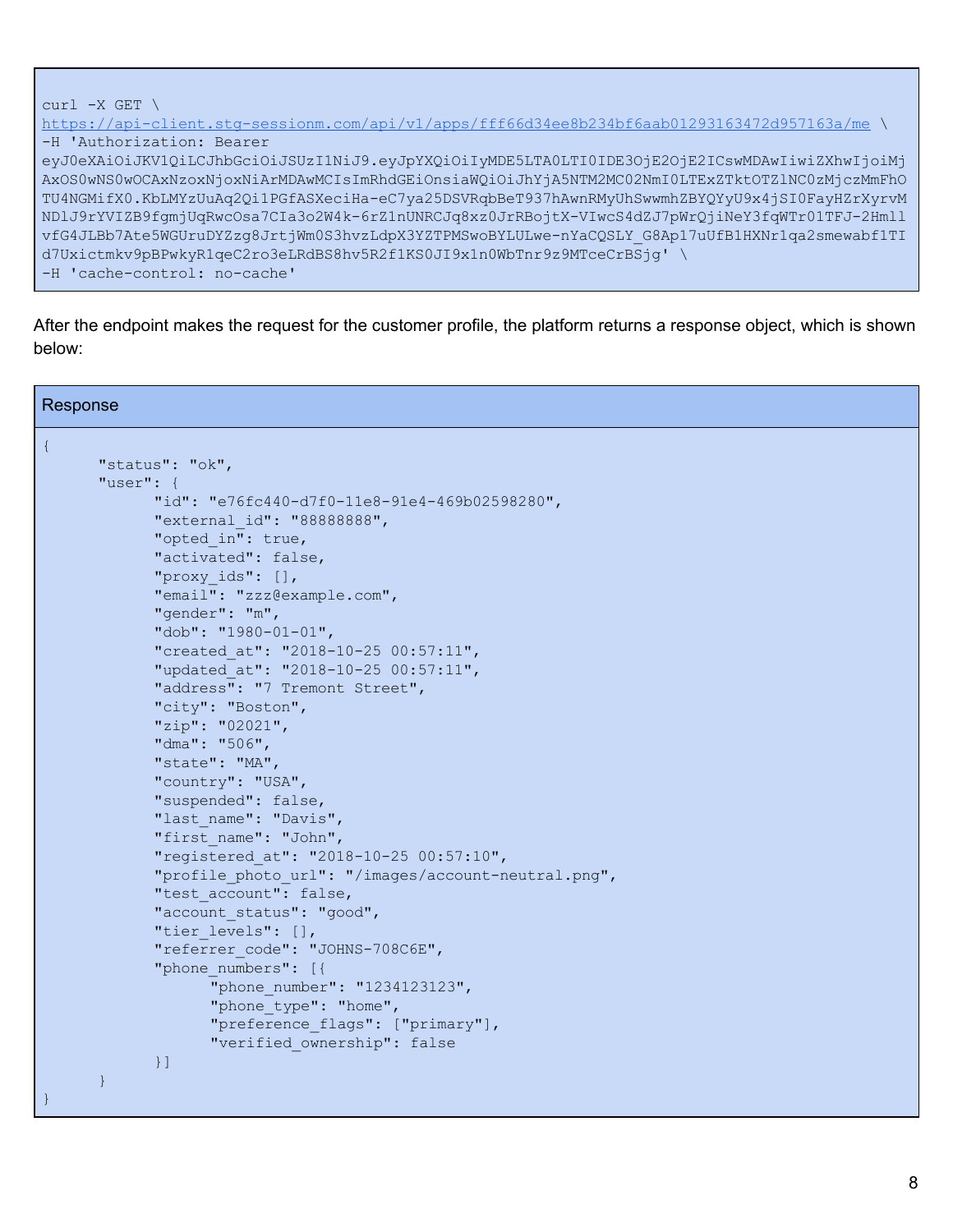```
curl -X GET \
https://api-client.stg-sessionm.com/api/v1/apps/fff66d34ee8b234bf6aab01293163472d957163a/me \
-H 'Authorization: Bearer
eyJ0eXAiOiJKV1QiLCJhbGciOiJSUzI1NiJ9.eyJpYXQiOiIyMDE5LTA0LTI0IDE3OjE2OjE2ICswMDAwIiwiZXhwIjoiMjAxOS0wNS0wOCAxNzoxNjoxNiArMDAwMCIsImRhdGEiOnsiaWQiOiJhYjA5NTM2MC02NmI0LTExZTktOTZlNC0zMjczMmFhOTU4NGMifX0.KbLMYzUuAq2Qi1PGfASXeciHa-eC7ya25DSVRqbBeT937hAwnRMyUhSwwmhZBYQYyU9x4jSI0FayHZrXyrvMNDlJ9rYVIZB9fgmjUqRwcOsa7CIa3o2W4k-6rZ1nUNRCJq8xz0JrRBojtX-VIwcS4dZJ7pWrQjiNeY3fqWTr01TFJ-2HmllvfG4JLBb7Ate5WGUruDYZzg8JrtjWm0S3hvzLdpX3YZTPMSwoBYLULwe-nYaCQSLY_G8Ap17uUfB1HXNr1qa2smewabf1TId7Uxictmkv9pBPwkyR1qeC2ro3eLRdBS8hv5R2f1KS0JI9x1n0WbTnr9z9MTceCrBSjg' \
-H 'cache-control: no-cache'
```

After the endpoint makes the request for the customer profile, the platform returns a response object, which is shown below:

**Response**

```
{
      "status": "ok",
      "user": {
            "id": "e76fc440-d7f0-11e8-91e4-469b02598280",
            "external_id": "88888888",
            "opted_in": true,
            "activated": false,
            "proxy_ids": [],
            "email": "zzz@example.com",
            "gender": "m",
            "dob": "1980-01-01",
            "created_at": "2018-10-25 00:57:11",
            "updated_at": "2018-10-25 00:57:11",
            "address": "7 Tremont Street",
            "city": "Boston",
            "zip": "02021",
            "dma": "506",
            "state": "MA",
            "country": "USA",
            "suspended": false,
            "last_name": "Davis",
            "first_name": "John",
            "registered_at": "2018-10-25 00:57:10",
            "profile_photo_url": "/images/account-neutral.png",
            "test_account": false,
            "account_status": "good",
            "tier_levels": [],
            "referrer_code": "JOHNS-708C6E",
            "phone_numbers": [{
                  "phone_number": "1234123123",
                  "phone_type": "home",
                  "preference_flags": ["primary"],
                  "verified_ownership": false
            }]
      }
}
```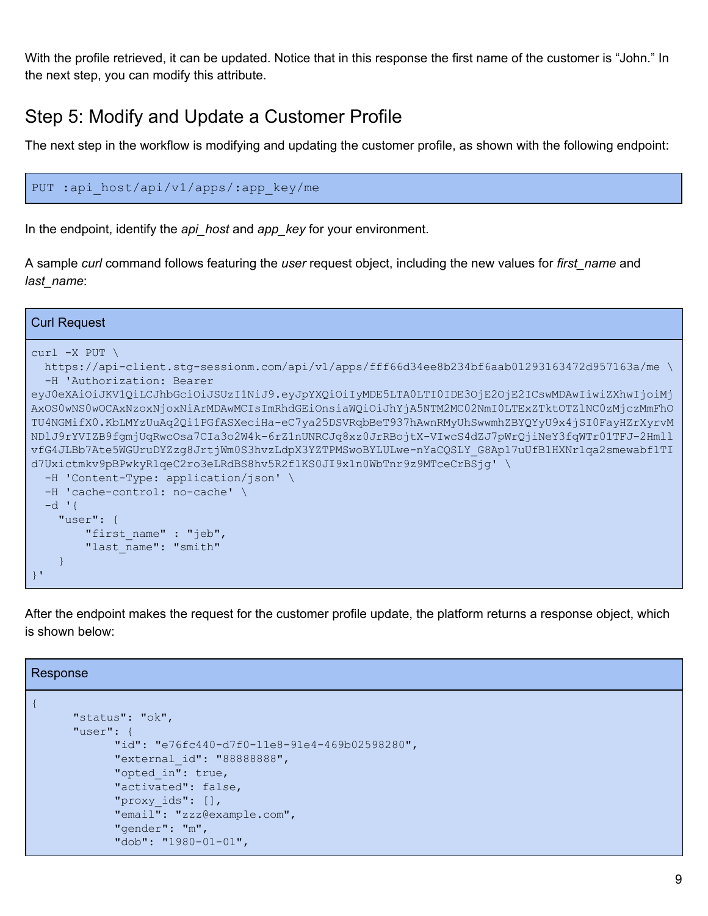With the profile retrieved, it can be updated. Notice that in this response the first name of the customer is "John." In the next step, you can modify this attribute.

## Step 5: Modify and Update a Customer Profile

The next step in the workflow is modifying and updating the customer profile, as shown with the following endpoint:

```
PUT :api_host/api/v1/apps/:app_key/me
```

In the endpoint, identify the *api_host* and *app_key* for your environment.

A sample *curl* command follows featuring the *user* request object, including the new values for *first_name* and *last_name*:

**Curl Request**

```
curl -X PUT \
  https://api-client.stg-sessionm.com/api/v1/apps/fff66d34ee8b234bf6aab01293163472d957163a/me \
  -H 'Authorization: Bearer
eyJ0eXAiOiJKV1QiLCJhbGciOiJSUzI1NiJ9.eyJpYXQiOiIyMDE5LTA0LTI0IDE3OjE2OjE2ICswMDAwIiwiZXhwIjoiMjAxOS0wNS0wOCAxNzoxNjoxNiArMDAwMCIsImRhdGEiOnsiaWQiOiJhYjA5NTM2MC02NmI0LTExZTktOTZlNC0zMjczMmFhOTU4NGMifX0.KbLMYzUuAq2Qi1PGfASXeciHa-eC7ya25DSVRqbBeT937hAwnRMyUhSwwmhZBYQYyU9x4jSI0FayHZrXyrvMNDlJ9rYVIZB9fgmjUqRwcOsa7CIa3o2W4k-6rZ1nUNRCJq8xz0JrRBojtX-VIwcS4dZJ7pWrQjiNeY3fqWTr01TFJ-2HmllvfG4JLBb7Ate5WGUruDYZzg8JrtjWm0S3hvzLdpX3YZTPMSwoBYLULwe-nYaCQSLY_G8Ap17uUfB1HXNr1qa2smewabf1TId7Uxictmkv9pBPwkyR1qeC2ro3eLRdBS8hv5R2f1KS0JI9x1n0WbTnr9z9MTceCrBSjg' \
  -H 'Content-Type: application/json' \
  -H 'cache-control: no-cache' \
  -d '{
    "user": {
        "first_name" : "jeb",
        "last_name": "smith"
    }
}'
```

After the endpoint makes the request for the customer profile update, the platform returns a response object, which is shown below:

**Response**

```
{
      "status": "ok",
      "user": {
            "id": "e76fc440-d7f0-11e8-91e4-469b02598280",
            "external_id": "88888888",
            "opted_in": true,
            "activated": false,
            "proxy_ids": [],
            "email": "zzz@example.com",
            "gender": "m",
            "dob": "1980-01-01",
```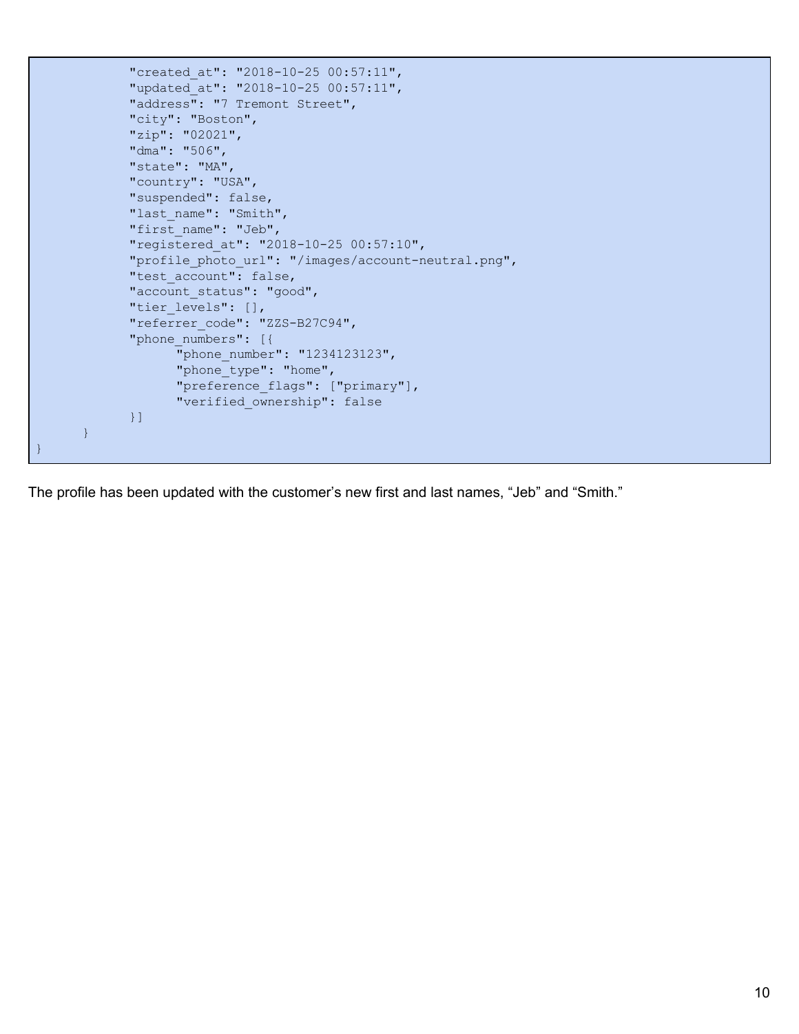```
            "created_at": "2018-10-25 00:57:11",
            "updated_at": "2018-10-25 00:57:11",
            "address": "7 Tremont Street",
            "city": "Boston",
            "zip": "02021",
            "dma": "506",
            "state": "MA",
            "country": "USA",
            "suspended": false,
            "last_name": "Smith",
            "first_name": "Jeb",
            "registered_at": "2018-10-25 00:57:10",
            "profile_photo_url": "/images/account-neutral.png",
            "test_account": false,
            "account_status": "good",
            "tier_levels": [],
            "referrer_code": "ZZS-B27C94",
            "phone_numbers": [{
                  "phone_number": "1234123123",
                  "phone_type": "home",
                  "preference_flags": ["primary"],
                  "verified_ownership": false
            }]
      }
}
```

The profile has been updated with the customer's new first and last names, "Jeb" and "Smith."